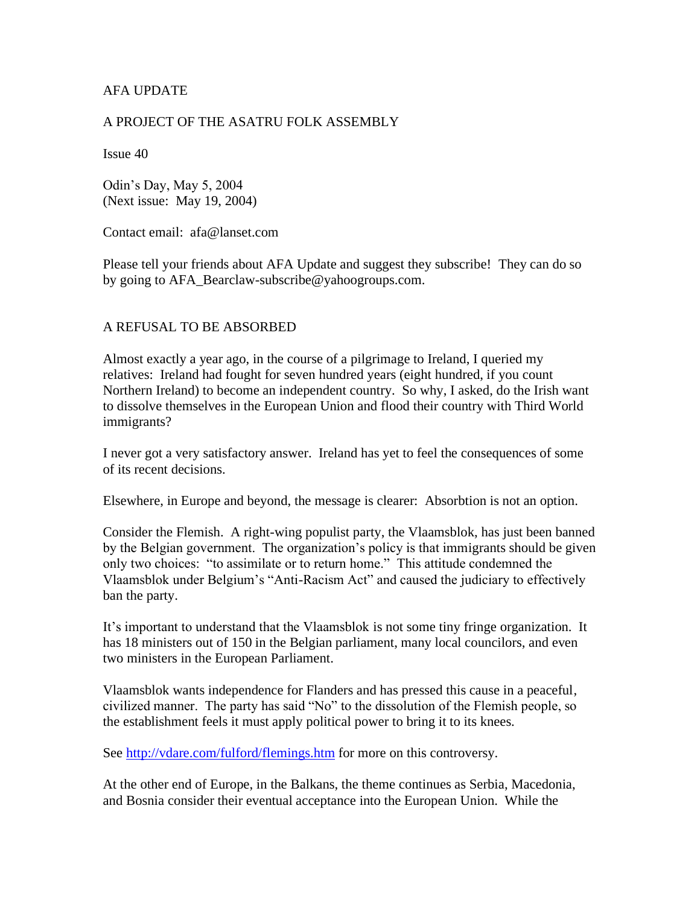AFA UPDATE

A PROJECT OF THE ASATRU FOLK ASSEMBLY

Issue 40

Odin's Day, May 5, 2004
(Next issue: May 19, 2004)

Contact email: afa@lanset.com

Please tell your friends about AFA Update and suggest they subscribe! They can do so by going to AFA_Bearclaw-subscribe@yahoogroups.com.

## A REFUSAL TO BE ABSORBED

Almost exactly a year ago, in the course of a pilgrimage to Ireland, I queried my relatives: Ireland had fought for seven hundred years (eight hundred, if you count Northern Ireland) to become an independent country. So why, I asked, do the Irish want to dissolve themselves in the European Union and flood their country with Third World immigrants?

I never got a very satisfactory answer. Ireland has yet to feel the consequences of some of its recent decisions.

Elsewhere, in Europe and beyond, the message is clearer: Absorbtion is not an option.

Consider the Flemish. A right-wing populist party, the Vlaamsblok, has just been banned by the Belgian government. The organization's policy is that immigrants should be given only two choices: "to assimilate or to return home." This attitude condemned the Vlaamsblok under Belgium's "Anti-Racism Act" and caused the judiciary to effectively ban the party.

It's important to understand that the Vlaamsblok is not some tiny fringe organization. It has 18 ministers out of 150 in the Belgian parliament, many local councilors, and even two ministers in the European Parliament.

Vlaamsblok wants independence for Flanders and has pressed this cause in a peaceful, civilized manner. The party has said "No" to the dissolution of the Flemish people, so the establishment feels it must apply political power to bring it to its knees.

See http://vdare.com/fulford/flemings.htm for more on this controversy.

At the other end of Europe, in the Balkans, the theme continues as Serbia, Macedonia, and Bosnia consider their eventual acceptance into the European Union. While the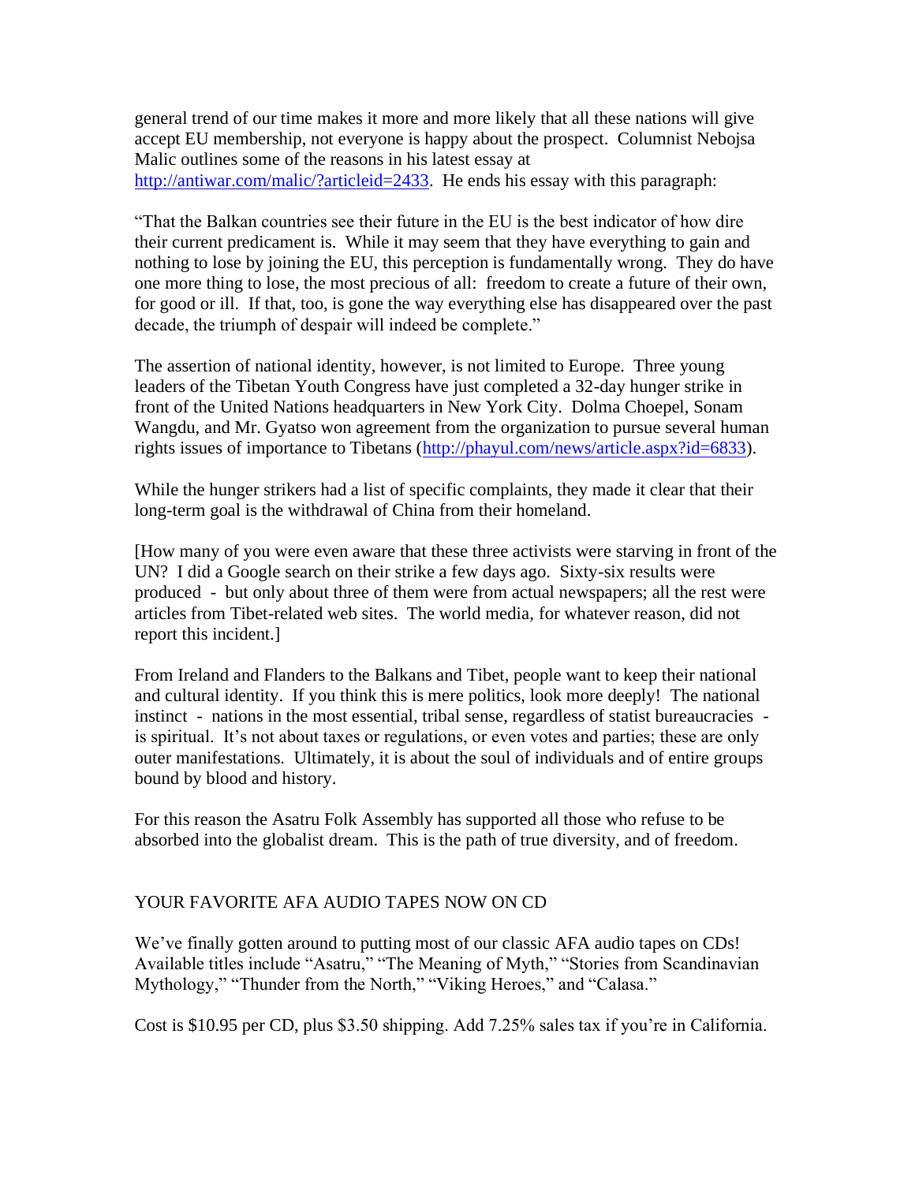general trend of our time makes it more and more likely that all these nations will give accept EU membership, not everyone is happy about the prospect. Columnist Nebojsa Malic outlines some of the reasons in his latest essay at http://antiwar.com/malic/?articleid=2433. He ends his essay with this paragraph:

"That the Balkan countries see their future in the EU is the best indicator of how dire their current predicament is. While it may seem that they have everything to gain and nothing to lose by joining the EU, this perception is fundamentally wrong. They do have one more thing to lose, the most precious of all: freedom to create a future of their own, for good or ill. If that, too, is gone the way everything else has disappeared over the past decade, the triumph of despair will indeed be complete."

The assertion of national identity, however, is not limited to Europe. Three young leaders of the Tibetan Youth Congress have just completed a 32-day hunger strike in front of the United Nations headquarters in New York City. Dolma Choepel, Sonam Wangdu, and Mr. Gyatso won agreement from the organization to pursue several human rights issues of importance to Tibetans (http://phayul.com/news/article.aspx?id=6833).

While the hunger strikers had a list of specific complaints, they made it clear that their long-term goal is the withdrawal of China from their homeland.

[How many of you were even aware that these three activists were starving in front of the UN? I did a Google search on their strike a few days ago. Sixty-six results were produced - but only about three of them were from actual newspapers; all the rest were articles from Tibet-related web sites. The world media, for whatever reason, did not report this incident.]

From Ireland and Flanders to the Balkans and Tibet, people want to keep their national and cultural identity. If you think this is mere politics, look more deeply! The national instinct - nations in the most essential, tribal sense, regardless of statist bureaucracies - is spiritual. It's not about taxes or regulations, or even votes and parties; these are only outer manifestations. Ultimately, it is about the soul of individuals and of entire groups bound by blood and history.

For this reason the Asatru Folk Assembly has supported all those who refuse to be absorbed into the globalist dream. This is the path of true diversity, and of freedom.

## YOUR FAVORITE AFA AUDIO TAPES NOW ON CD

We've finally gotten around to putting most of our classic AFA audio tapes on CDs! Available titles include "Asatru," "The Meaning of Myth," "Stories from Scandinavian Mythology," "Thunder from the North," "Viking Heroes," and "Calasa."

Cost is $10.95 per CD, plus $3.50 shipping. Add 7.25% sales tax if you're in California.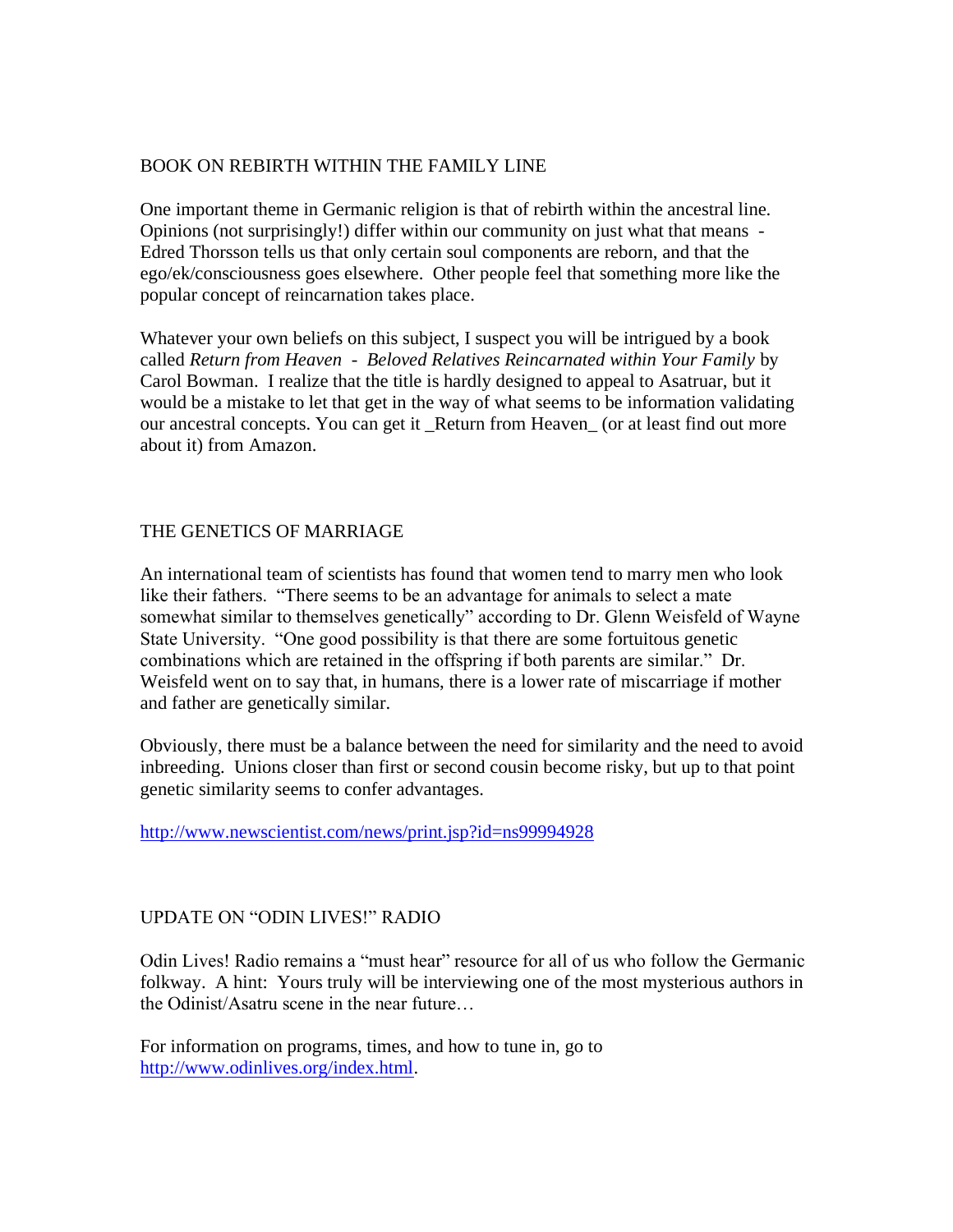## BOOK ON REBIRTH WITHIN THE FAMILY LINE

One important theme in Germanic religion is that of rebirth within the ancestral line. Opinions (not surprisingly!) differ within our community on just what that means - Edred Thorsson tells us that only certain soul components are reborn, and that the ego/ek/consciousness goes elsewhere. Other people feel that something more like the popular concept of reincarnation takes place.

Whatever your own beliefs on this subject, I suspect you will be intrigued by a book called *Return from Heaven - Beloved Relatives Reincarnated within Your Family* by Carol Bowman. I realize that the title is hardly designed to appeal to Asatruar, but it would be a mistake to let that get in the way of what seems to be information validating our ancestral concepts. You can get it _Return from Heaven_ (or at least find out more about it) from Amazon.

## THE GENETICS OF MARRIAGE

An international team of scientists has found that women tend to marry men who look like their fathers. "There seems to be an advantage for animals to select a mate somewhat similar to themselves genetically" according to Dr. Glenn Weisfeld of Wayne State University. "One good possibility is that there are some fortuitous genetic combinations which are retained in the offspring if both parents are similar." Dr. Weisfeld went on to say that, in humans, there is a lower rate of miscarriage if mother and father are genetically similar.

Obviously, there must be a balance between the need for similarity and the need to avoid inbreeding. Unions closer than first or second cousin become risky, but up to that point genetic similarity seems to confer advantages.

http://www.newscientist.com/news/print.jsp?id=ns99994928

## UPDATE ON "ODIN LIVES!" RADIO

Odin Lives! Radio remains a "must hear" resource for all of us who follow the Germanic folkway. A hint: Yours truly will be interviewing one of the most mysterious authors in the Odinist/Asatru scene in the near future…

For information on programs, times, and how to tune in, go to http://www.odinlives.org/index.html.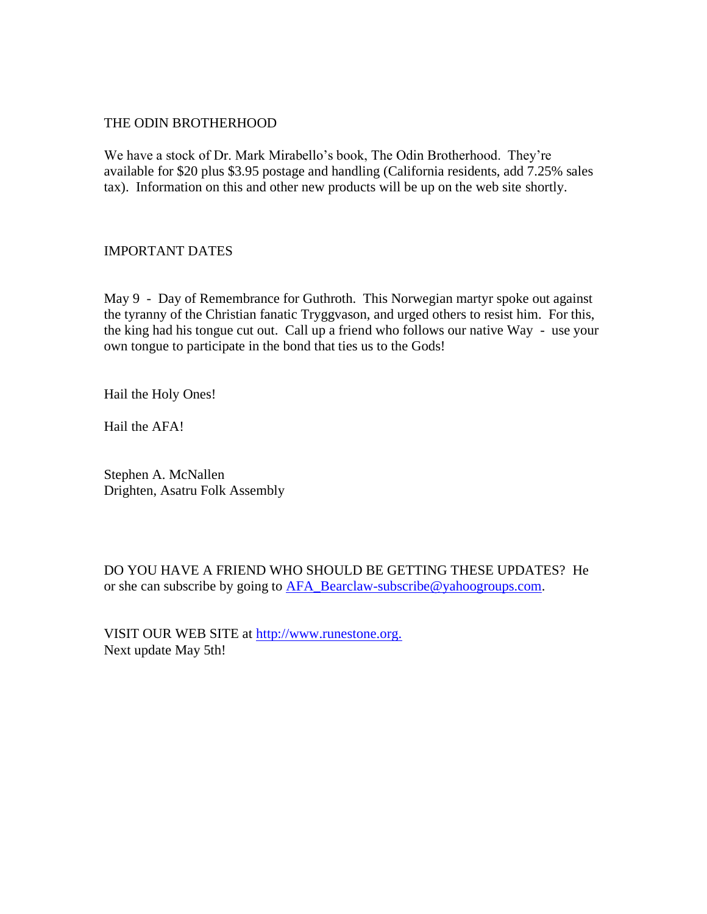## THE ODIN BROTHERHOOD

We have a stock of Dr. Mark Mirabello's book, The Odin Brotherhood. They're available for $20 plus $3.95 postage and handling (California residents, add 7.25% sales tax). Information on this and other new products will be up on the web site shortly.

## IMPORTANT DATES

May 9 - Day of Remembrance for Guthroth. This Norwegian martyr spoke out against the tyranny of the Christian fanatic Tryggvason, and urged others to resist him. For this, the king had his tongue cut out. Call up a friend who follows our native Way - use your own tongue to participate in the bond that ties us to the Gods!

Hail the Holy Ones!

Hail the AFA!

Stephen A. McNallen
Drighten, Asatru Folk Assembly

DO YOU HAVE A FRIEND WHO SHOULD BE GETTING THESE UPDATES? He or she can subscribe by going to AFA_Bearclaw-subscribe@yahoogroups.com.

VISIT OUR WEB SITE at http://www.runestone.org.
Next update May 5th!